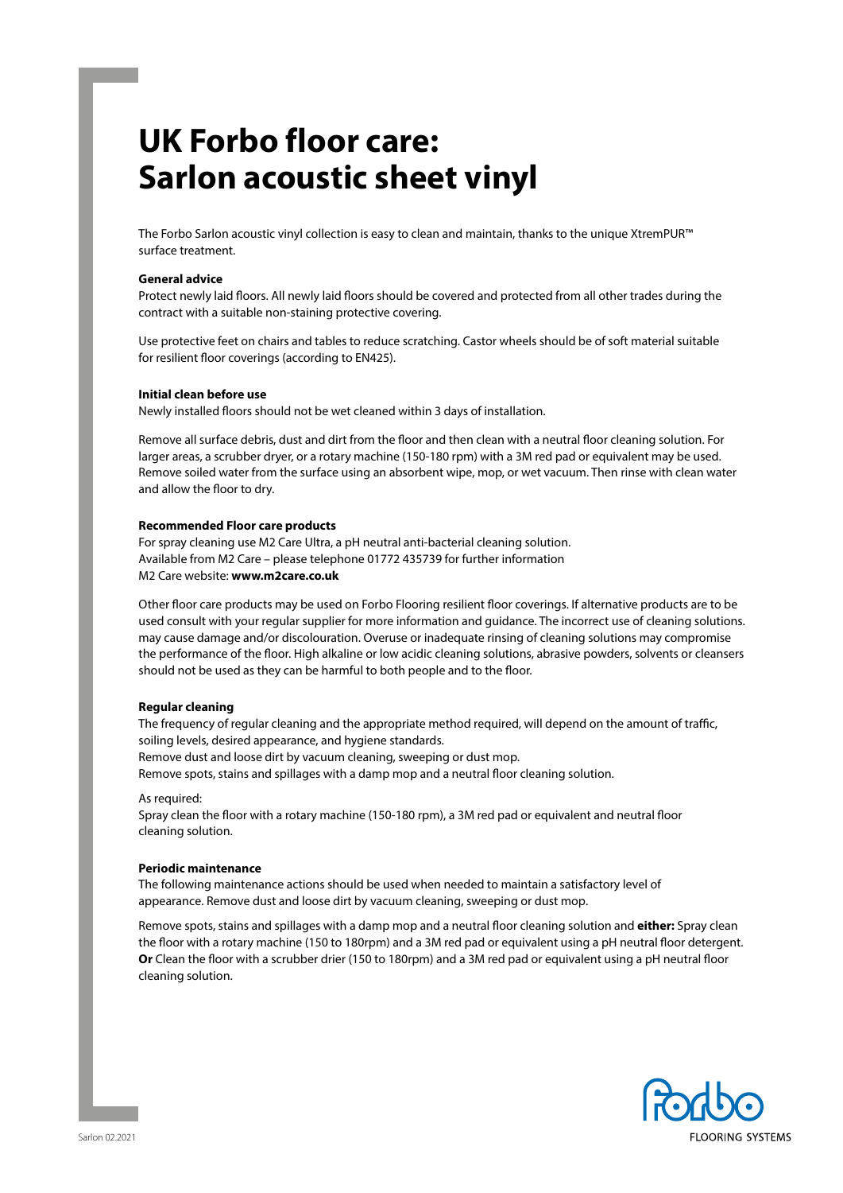# UK Forbo floor care: Sarlon acoustic sheet vinyl

The Forbo Sarlon acoustic vinyl collection is easy to clean and maintain, thanks to the unique XtremPUR™ surface treatment.

**General advice**

Protect newly laid floors. All newly laid floors should be covered and protected from all other trades during the contract with a suitable non-staining protective covering.

Use protective feet on chairs and tables to reduce scratching. Castor wheels should be of soft material suitable for resilient floor coverings (according to EN425).

**Initial clean before use**

Newly installed floors should not be wet cleaned within 3 days of installation.

Remove all surface debris, dust and dirt from the floor and then clean with a neutral floor cleaning solution. For larger areas, a scrubber dryer, or a rotary machine (150-180 rpm) with a 3M red pad or equivalent may be used. Remove soiled water from the surface using an absorbent wipe, mop, or wet vacuum. Then rinse with clean water and allow the floor to dry.

**Recommended Floor care products**

For spray cleaning use M2 Care Ultra, a pH neutral anti-bacterial cleaning solution.
Available from M2 Care – please telephone 01772 435739 for further information
M2 Care website: **www.m2care.co.uk**

Other floor care products may be used on Forbo Flooring resilient floor coverings. If alternative products are to be used consult with your regular supplier for more information and guidance. The incorrect use of cleaning solutions. may cause damage and/or discolouration. Overuse or inadequate rinsing of cleaning solutions may compromise the performance of the floor. High alkaline or low acidic cleaning solutions, abrasive powders, solvents or cleansers should not be used as they can be harmful to both people and to the floor.

**Regular cleaning**

The frequency of regular cleaning and the appropriate method required, will depend on the amount of traffic, soiling levels, desired appearance, and hygiene standards.
Remove dust and loose dirt by vacuum cleaning, sweeping or dust mop.
Remove spots, stains and spillages with a damp mop and a neutral floor cleaning solution.

As required:
Spray clean the floor with a rotary machine (150-180 rpm), a 3M red pad or equivalent and neutral floor cleaning solution.

**Periodic maintenance**

The following maintenance actions should be used when needed to maintain a satisfactory level of appearance. Remove dust and loose dirt by vacuum cleaning, sweeping or dust mop.

Remove spots, stains and spillages with a damp mop and a neutral floor cleaning solution and **either:** Spray clean the floor with a rotary machine (150 to 180rpm) and a 3M red pad or equivalent using a pH neutral floor detergent. **Or** Clean the floor with a scrubber drier (150 to 180rpm) and a 3M red pad or equivalent using a pH neutral floor cleaning solution.

Sarlon 02.2021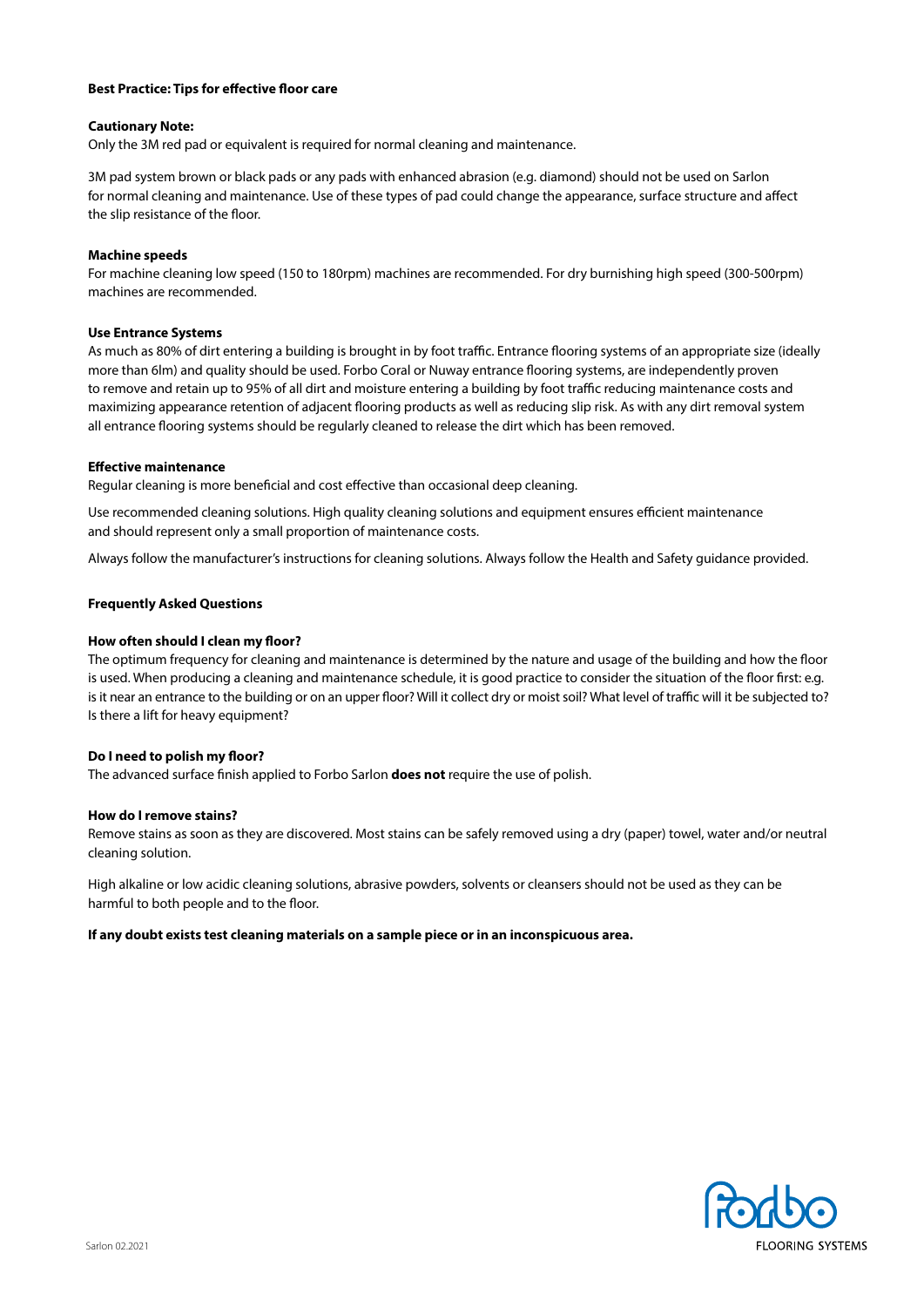## Best Practice: Tips for effective floor care

### Cautionary Note:

Only the 3M red pad or equivalent is required for normal cleaning and maintenance.

3M pad system brown or black pads or any pads with enhanced abrasion (e.g. diamond) should not be used on Sarlon for normal cleaning and maintenance. Use of these types of pad could change the appearance, surface structure and affect the slip resistance of the floor.

### Machine speeds

For machine cleaning low speed (150 to 180rpm) machines are recommended. For dry burnishing high speed (300-500rpm) machines are recommended.

### Use Entrance Systems

As much as 80% of dirt entering a building is brought in by foot traffic. Entrance flooring systems of an appropriate size (ideally more than 6lm) and quality should be used. Forbo Coral or Nuway entrance flooring systems, are independently proven to remove and retain up to 95% of all dirt and moisture entering a building by foot traffic reducing maintenance costs and maximizing appearance retention of adjacent flooring products as well as reducing slip risk. As with any dirt removal system all entrance flooring systems should be regularly cleaned to release the dirt which has been removed.

### Effective maintenance

Regular cleaning is more beneficial and cost effective than occasional deep cleaning.

Use recommended cleaning solutions. High quality cleaning solutions and equipment ensures efficient maintenance and should represent only a small proportion of maintenance costs.

Always follow the manufacturer's instructions for cleaning solutions. Always follow the Health and Safety guidance provided.

## Frequently Asked Questions

### How often should I clean my floor?

The optimum frequency for cleaning and maintenance is determined by the nature and usage of the building and how the floor is used. When producing a cleaning and maintenance schedule, it is good practice to consider the situation of the floor first: e.g. is it near an entrance to the building or on an upper floor? Will it collect dry or moist soil? What level of traffic will it be subjected to? Is there a lift for heavy equipment?

### Do I need to polish my floor?

The advanced surface finish applied to Forbo Sarlon **does not** require the use of polish.

### How do I remove stains?

Remove stains as soon as they are discovered. Most stains can be safely removed using a dry (paper) towel, water and/or neutral cleaning solution.

High alkaline or low acidic cleaning solutions, abrasive powders, solvents or cleansers should not be used as they can be harmful to both people and to the floor.

**If any doubt exists test cleaning materials on a sample piece or in an inconspicuous area.**

Sarlon 02.2021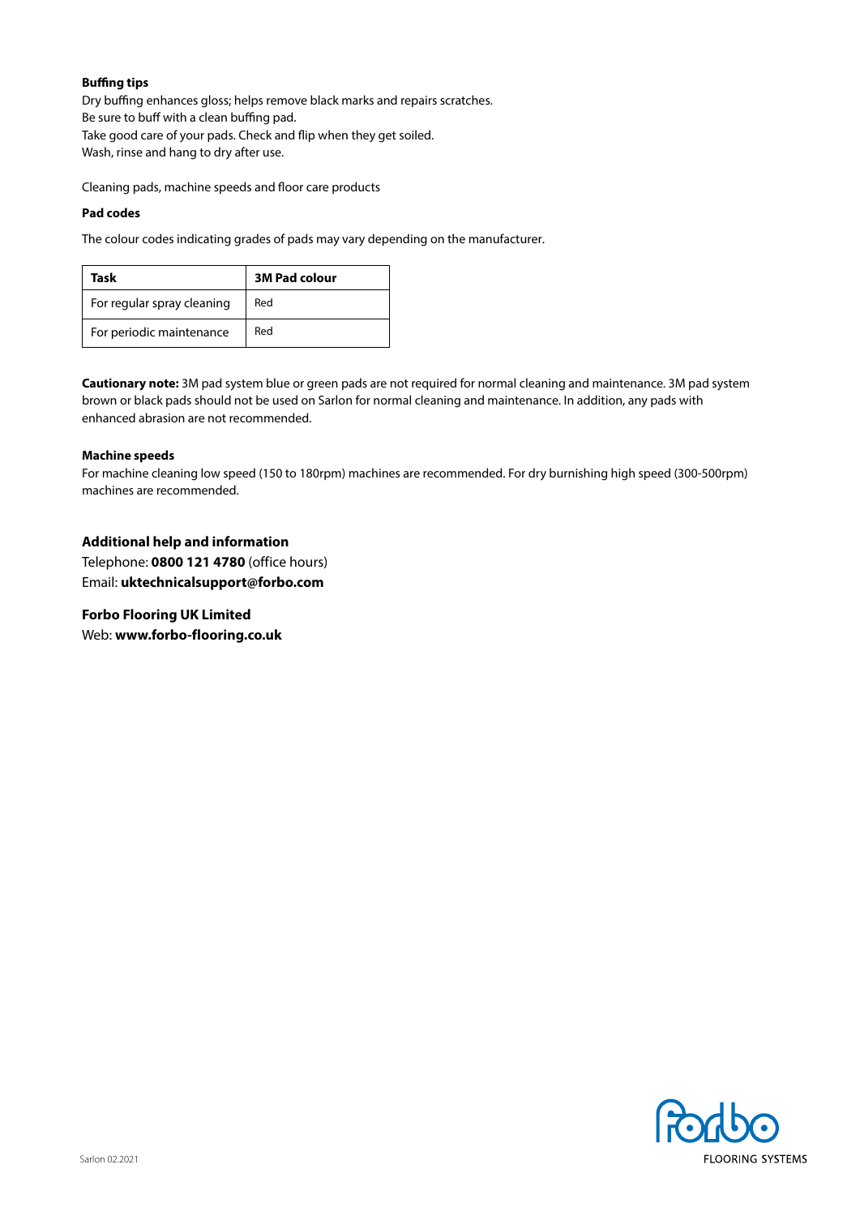**Buffing tips**

Dry buffing enhances gloss; helps remove black marks and repairs scratches.
Be sure to buff with a clean buffing pad.
Take good care of your pads. Check and flip when they get soiled.
Wash, rinse and hang to dry after use.

Cleaning pads, machine speeds and floor care products

**Pad codes**

The colour codes indicating grades of pads may vary depending on the manufacturer.

| Task | 3M Pad colour |
|---|---|
| For regular spray cleaning | Red |
| For periodic maintenance | Red |

**Cautionary note:** 3M pad system blue or green pads are not required for normal cleaning and maintenance. 3M pad system brown or black pads should not be used on Sarlon for normal cleaning and maintenance. In addition, any pads with enhanced abrasion are not recommended.

**Machine speeds**

For machine cleaning low speed (150 to 180rpm) machines are recommended. For dry burnishing high speed (300-500rpm) machines are recommended.

**Additional help and information**

Telephone: **0800 121 4780** (office hours)
Email: **uktechnicalsupport@forbo.com**

**Forbo Flooring UK Limited**

Web: **www.forbo-flooring.co.uk**

Sarlon 02.2021

forbo FLOORING SYSTEMS